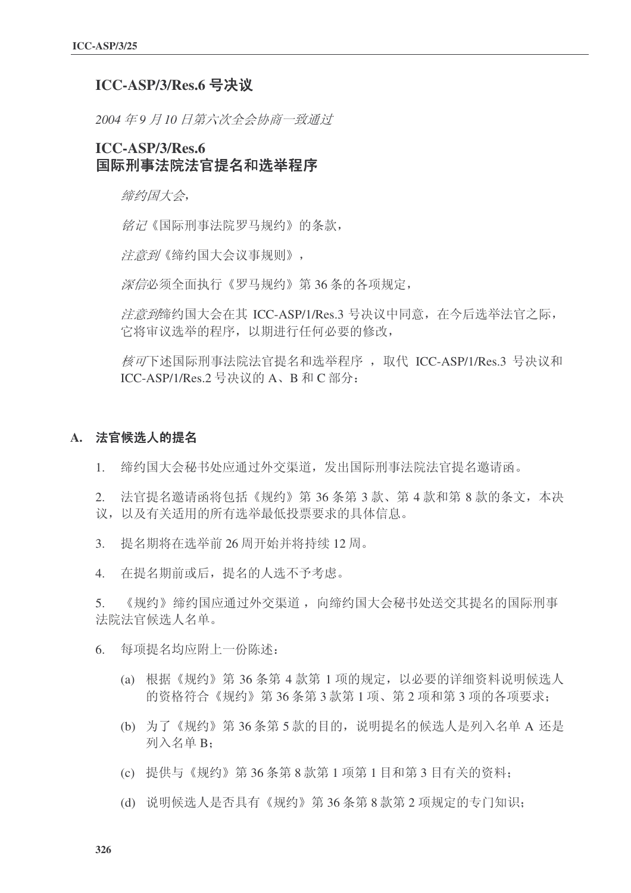## ICC-ASP/3/Res.6 号决议

*2004 年 9 月 10 日第六次全会协商一致通过*

## ICC-ASP/3/Res.6
## 国际刑事法院法官提名和选举程序

*缔约国大会*,

*铭记*《国际刑事法院罗马规约》的条款，

*注意到*《缔约国大会议事规则》，

*深信*必须全面执行《罗马规约》第 36 条的各项规定，

*注意到*缔约国大会在其 ICC-ASP/1/Res.3 号决议中同意，在今后选举法官之际，它将审议选举的程序，以期进行任何必要的修改，

*核可*下述国际刑事法院法官提名和选举程序 ，取代 ICC-ASP/1/Res.3 号决议和 ICC-ASP/1/Res.2 号决议的 A、B 和 C 部分：

### A. 法官候选人的提名

1. 缔约国大会秘书处应通过外交渠道，发出国际刑事法院法官提名邀请函。

2. 法官提名邀请函将包括《规约》第 36 条第 3 款、第 4 款和第 8 款的条文，本决议，以及有关适用的所有选举最低投票要求的具体信息。

3. 提名期将在选举前 26 周开始并将持续 12 周。

4. 在提名期前或后，提名的人选不予考虑。

5. 《规约》缔约国应通过外交渠道 ，向缔约国大会秘书处送交其提名的国际刑事法院法官候选人名单。

6. 每项提名均应附上一份陈述：

   (a) 根据《规约》第 36 条第 4 款第 1 项的规定，以必要的详细资料说明候选人的资格符合《规约》第 36 条第 3 款第 1 项、第 2 项和第 3 项的各项要求；

   (b) 为了《规约》第 36 条第 5 款的目的，说明提名的候选人是列入名单 A 还是列入名单 B；

   (c) 提供与《规约》第 36 条第 8 款第 1 项第 1 目和第 3 目有关的资料；

   (d) 说明候选人是否具有《规约》第 36 条第 8 款第 2 项规定的专门知识；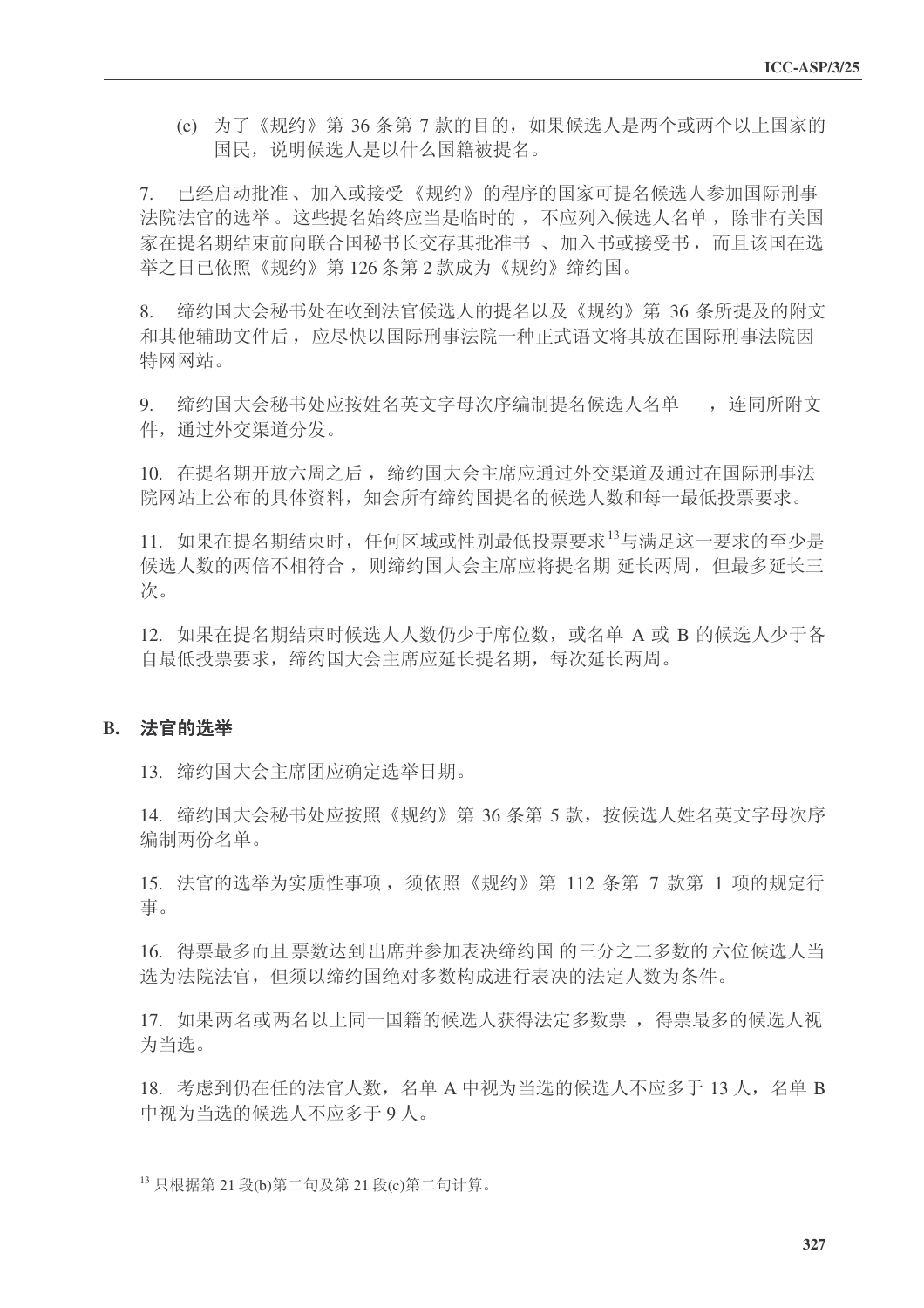(e) 为了《规约》第 36 条第 7 款的目的，如果候选人是两个或两个以上国家的国民，说明候选人是以什么国籍被提名。

7. 已经启动批准、加入或接受《规约》的程序的国家可提名候选人参加国际刑事法院法官的选举。这些提名始终应当是临时的，不应列入候选人名单，除非有关国家在提名期结束前向联合国秘书长交存其批准书、加入书或接受书，而且该国在选举之日已依照《规约》第 126 条第 2 款成为《规约》缔约国。

8. 缔约国大会秘书处在收到法官候选人的提名以及《规约》第 36 条所提及的附文和其他辅助文件后，应尽快以国际刑事法院一种正式语文将其放在国际刑事法院因特网网站。

9. 缔约国大会秘书处应按姓名英文字母次序编制提名候选人名单，连同所附文件，通过外交渠道分发。

10. 在提名期开放六周之后，缔约国大会主席应通过外交渠道及通过在国际刑事法院网站上公布的具体资料，知会所有缔约国提名的候选人数和每一最低投票要求。

11. 如果在提名期结束时，任何区域或性别最低投票要求[13]与满足这一要求的至少是候选人数的两倍不相符合，则缔约国大会主席应将提名期延长两周，但最多延长三次。

12. 如果在提名期结束时候选人人数仍少于席位数，或名单 A 或 B 的候选人少于各自最低投票要求，缔约国大会主席应延长提名期，每次延长两周。

## B. 法官的选举

13. 缔约国大会主席团应确定选举日期。

14. 缔约国大会秘书处应按照《规约》第 36 条第 5 款，按候选人姓名英文字母次序编制两份名单。

15. 法官的选举为实质性事项，须依照《规约》第 112 条第 7 款第 1 项的规定行事。

16. 得票最多而且票数达到出席并参加表决缔约国的三分之二多数的六位候选人当选为法院法官，但须以缔约国绝对多数构成进行表决的法定人数为条件。

17. 如果两名或两名以上同一国籍的候选人获得法定多数票，得票最多的候选人视为当选。

18. 考虑到仍在任的法官人数，名单 A 中视为当选的候选人不应多于 13 人，名单 B 中视为当选的候选人不应多于 9 人。

---

[13] 只根据第 21 段(b)第二句及第 21 段(c)第二句计算。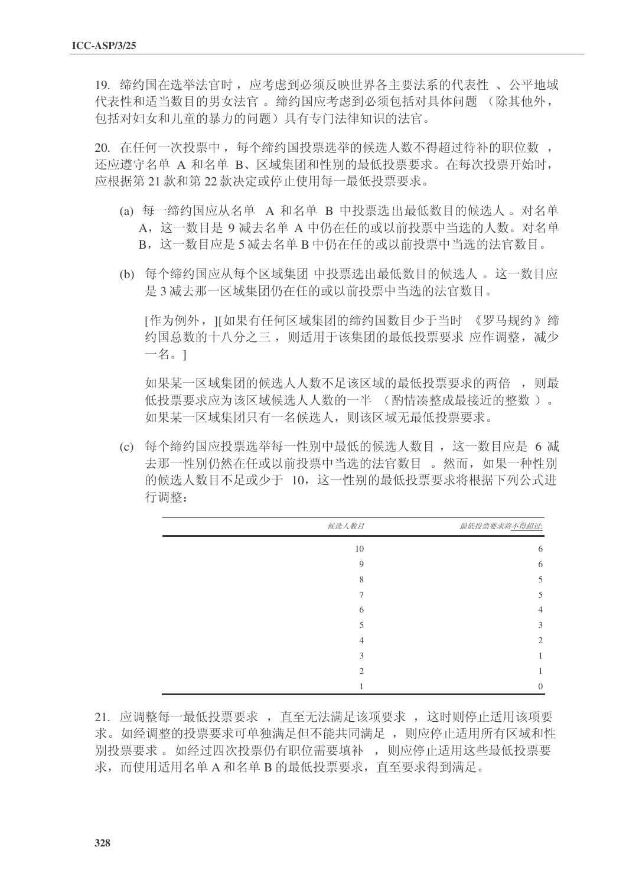19. 缔约国在选举法官时，应考虑到必须反映世界各主要法系的代表性、公平地域代表性和适当数目的男女法官。缔约国应考虑到必须包括对具体问题（除其他外，包括对妇女和儿童的暴力的问题）具有专门法律知识的法官。

20. 在任何一次投票中，每个缔约国投票选举的候选人数不得超过待补的职位数，还应遵守名单 A 和名单 B、区域集团和性别的最低投票要求。在每次投票开始时，应根据第 21 款和第 22 款决定或停止使用每一最低投票要求。

(a) 每一缔约国应从名单 A 和名单 B 中投票选出最低数目的候选人。对名单 A，这一数目是 9 减去名单 A 中仍在任的或以前投票中当选的人数。对名单 B，这一数目应是 5 减去名单 B 中仍在任的或以前投票中当选的法官数目。

(b) 每个缔约国应从每个区域集团中投票选出最低数目的候选人。这一数目应是 3 减去那一区域集团仍在任的或以前投票中当选的法官数目。

[作为例外，][如果有任何区域集团的缔约国数目少于当时《罗马规约》缔约国总数的十八分之三，则适用于该集团的最低投票要求应作调整，减少一名。]

如果某一区域集团的候选人人数不足该区域的最低投票要求的两倍，则最低投票要求应为该区域候选人人数的一半（酌情凑整成最接近的整数）。如果某一区域集团只有一名候选人，则该区域无最低投票要求。

(c) 每个缔约国应投票选举每一性别中最低的候选人数目，这一数目应是 6 减去那一性别仍然在任或以前投票中当选的法官数目。然而，如果一种性别的候选人数目不足或少于 10，这一性别的最低投票要求将根据下列公式进行调整：

| *候选人数目* | *最低投票要求将不得超过:* |
|---|---|
| 10 | 6 |
| 9 | 6 |
| 8 | 5 |
| 7 | 5 |
| 6 | 4 |
| 5 | 3 |
| 4 | 2 |
| 3 | 1 |
| 2 | 1 |
| 1 | 0 |

21. 应调整每一最低投票要求，直至无法满足该项要求，这时则停止适用该项要求。如经调整的投票要求可单独满足但不能共同满足，则应停止适用所有区域和性别投票要求。如经过四次投票仍有职位需要填补，则应停止适用这些最低投票要求，而使用适用名单 A 和名单 B 的最低投票要求，直至要求得到满足。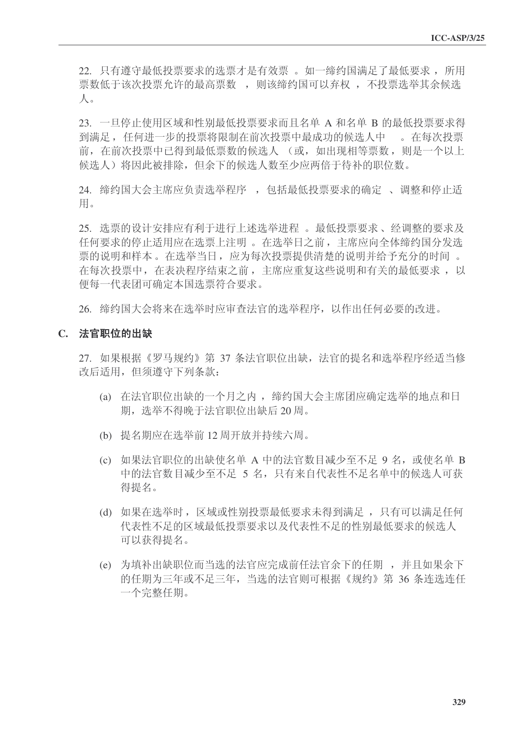22. 只有遵守最低投票要求的选票才是有效票。如一缔约国满足了最低要求，所用票数低于该次投票允许的最高票数，则该缔约国可以弃权，不投票选举其余候选人。

23. 一旦停止使用区域和性别最低投票要求而且名单 A 和名单 B 的最低投票要求得到满足，任何进一步的投票将限制在前次投票中最成功的候选人中。在每次投票前，在前次投票中已得到最低票数的候选人（或，如出现相等票数，则是一个以上候选人）将因此被排除，但余下的候选人数至少应两倍于待补的职位数。

24. 缔约国大会主席应负责选举程序，包括最低投票要求的确定、调整和停止适用。

25. 选票的设计安排应有利于进行上述选举进程。最低投票要求、经调整的要求及任何要求的停止适用应在选票上注明。在选举日之前，主席应向全体缔约国分发选票的说明和样本。在选举当日，应为每次投票提供清楚的说明并给予充分的时间。在每次投票中，在表决程序结束之前，主席应重复这些说明和有关的最低要求，以便每一代表团可确定本国选票符合要求。

26. 缔约国大会将来在选举时应审查法官的选举程序，以作出任何必要的改进。

## C. 法官职位的出缺

27. 如果根据《罗马规约》第 37 条法官职位出缺，法官的提名和选举程序经适当修改后适用，但须遵守下列条款：

(a) 在法官职位出缺的一个月之内，缔约国大会主席团应确定选举的地点和日期，选举不得晚于法官职位出缺后 20 周。

(b) 提名期应在选举前 12 周开放并持续六周。

(c) 如果法官职位的出缺使名单 A 中的法官数目减少至不足 9 名，或使名单 B 中的法官数目减少至不足 5 名，只有来自代表性不足名单中的候选人可获得提名。

(d) 如果在选举时，区域或性别投票最低要求未得到满足，只有可以满足任何代表性不足的区域最低投票要求以及代表性不足的性别最低要求的候选人可以获得提名。

(e) 为填补出缺职位而当选的法官应完成前任法官余下的任期，并且如果余下的任期为三年或不足三年，当选的法官则可根据《规约》第 36 条连选连任一个完整任期。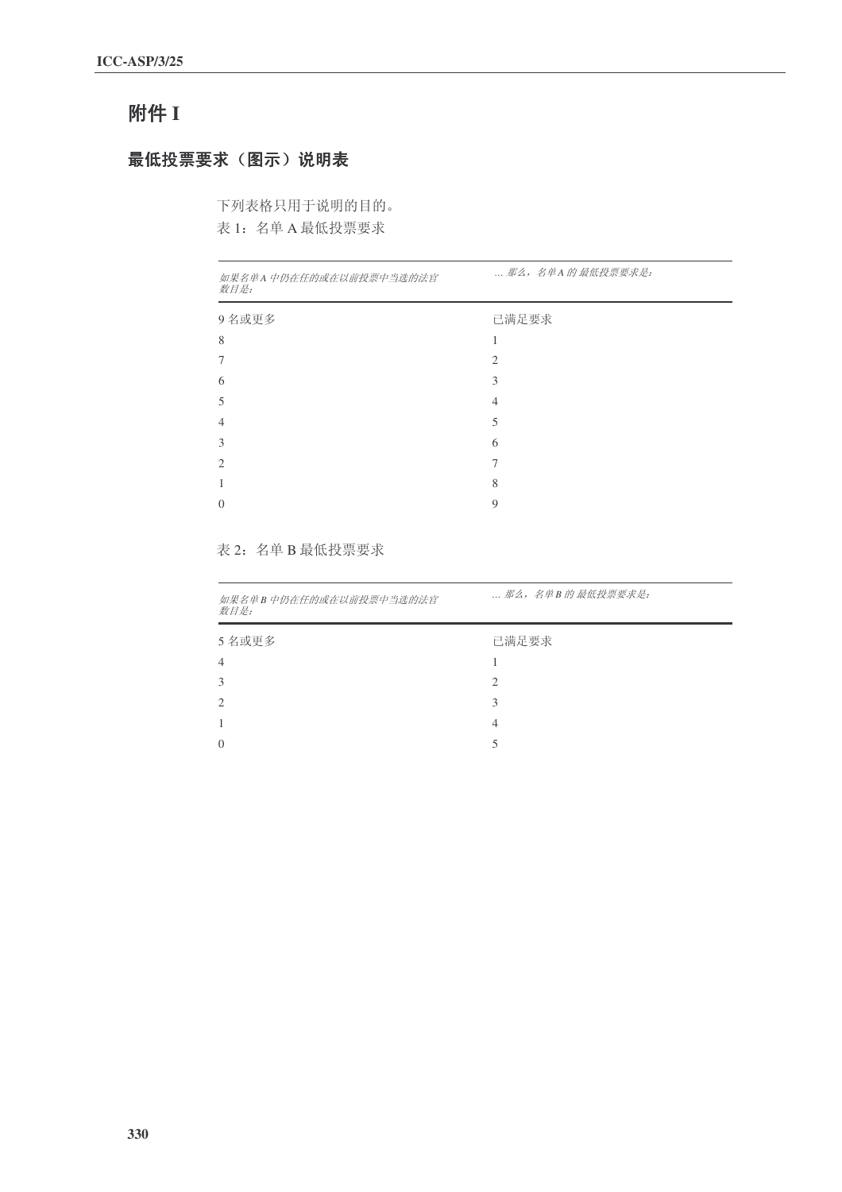# 附件 I

## 最低投票要求（图示）说明表

下列表格只用于说明的目的。

表 1：名单 A 最低投票要求

| *如果名单 A 中仍在任的或在以前投票中当选的法官数目是：* | *... 那么，名单 A 的 最低投票要求是：* |
|---|---|
| 9 名或更多 | 已满足要求 |
| 8 | 1 |
| 7 | 2 |
| 6 | 3 |
| 5 | 4 |
| 4 | 5 |
| 3 | 6 |
| 2 | 7 |
| 1 | 8 |
| 0 | 9 |

表 2：名单 B 最低投票要求

| *如果名单 B 中仍在任的或在以前投票中当选的法官数目是：* | *... 那么，名单 B 的 最低投票要求是：* |
|---|---|
| 5 名或更多 | 已满足要求 |
| 4 | 1 |
| 3 | 2 |
| 2 | 3 |
| 1 | 4 |
| 0 | 5 |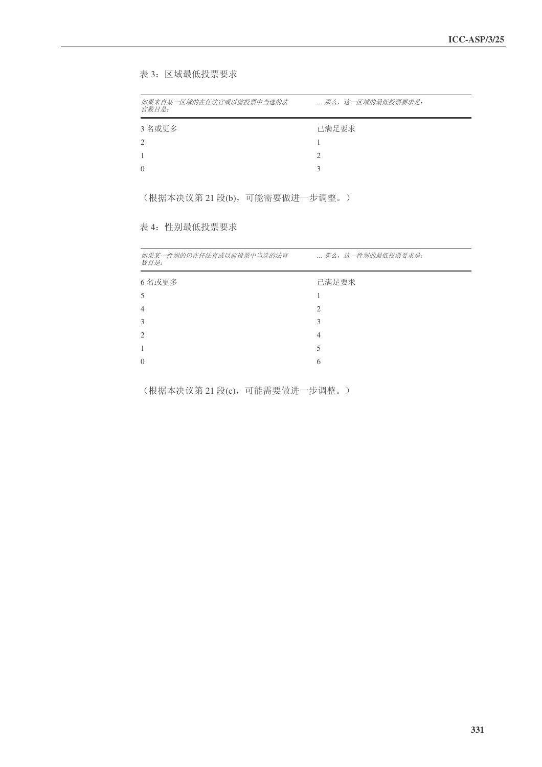表 3：区域最低投票要求

| *如果来自某一区域的在任法官或以前投票中当选的法官数目是：* | *... 那么，这一区域的最低投票要求是：* |
|---|---|
| 3 名或更多 | 已满足要求 |
| 2 | 1 |
| 1 | 2 |
| 0 | 3 |

（根据本决议第 21 段(b)，可能需要做进一步调整。）

表 4：性别最低投票要求

| *如果某一性别的仍在任法官或以前投票中当选的法官数目是：* | *... 那么，这一性别的最低投票要求是：* |
|---|---|
| 6 名或更多 | 已满足要求 |
| 5 | 1 |
| 4 | 2 |
| 3 | 3 |
| 2 | 4 |
| 1 | 5 |
| 0 | 6 |

（根据本决议第 21 段(c)，可能需要做进一步调整。）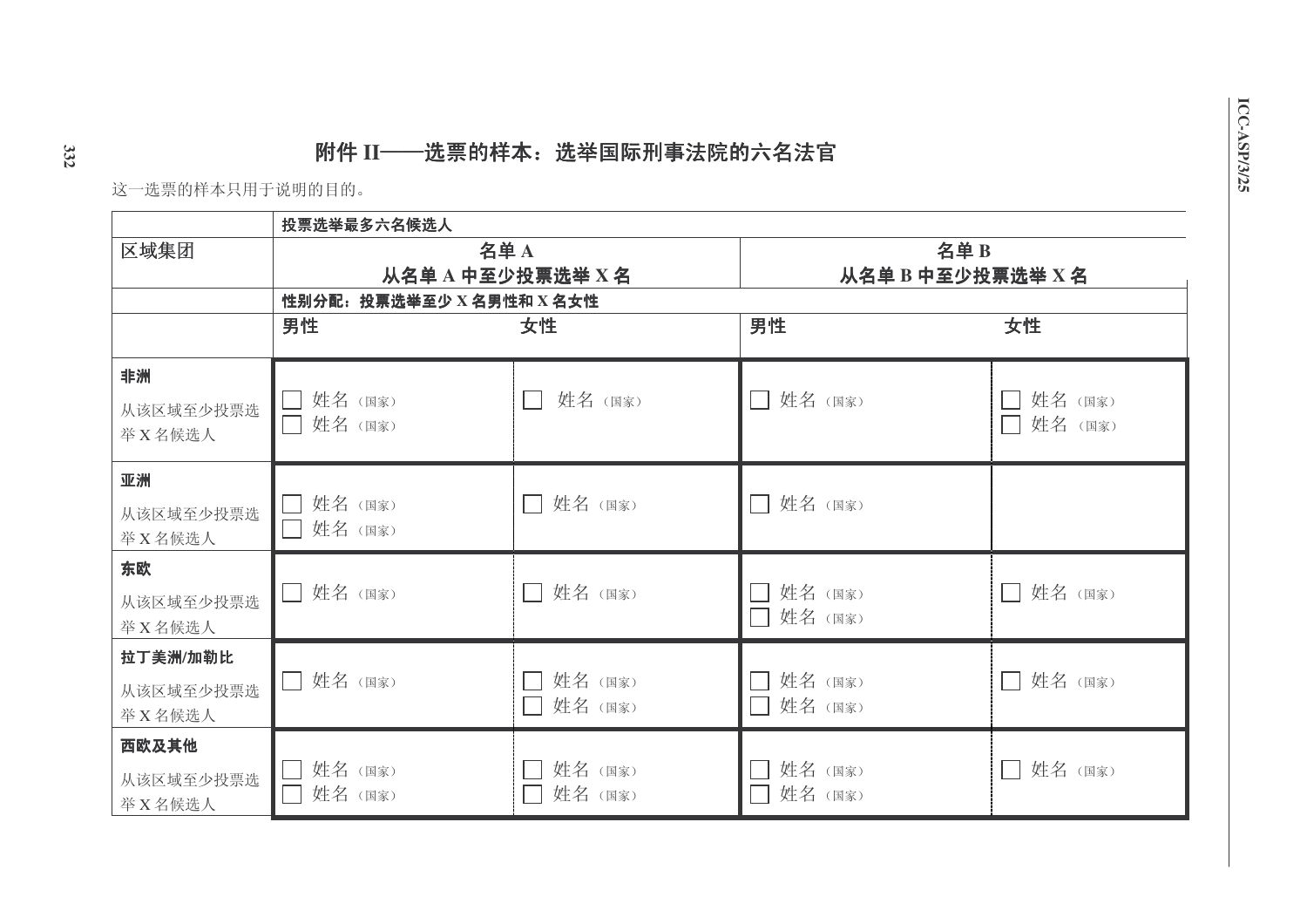# 附件 II——选票的样本：选举国际刑事法院的六名法官

这一选票的样本只用于说明的目的。

| | 投票选举最多六名候选人 | | | |
|---|---|---|---|---|
| 区域集团 | 名单 A<br>从名单 A 中至少投票选举 X 名 | | 名单 B<br>从名单 B 中至少投票选举 X 名 | |
| | 性别分配：投票选举至少 X 名男性和 X 名女性 | | | |
| | 男性 | 女性 | 男性 | 女性 |
| **非洲**<br>从该区域至少投票选举 X 名候选人 | ☐ 姓名（国家）<br>☐ 姓名（国家） | ☐ 姓名（国家） | ☐ 姓名（国家） | ☐ 姓名（国家）<br>☐ 姓名（国家） |
| **亚洲**<br>从该区域至少投票选举 X 名候选人 | ☐ 姓名（国家）<br>☐ 姓名（国家） | ☐ 姓名（国家） | ☐ 姓名（国家） | |
| **东欧**<br>从该区域至少投票选举 X 名候选人 | ☐ 姓名（国家） | ☐ 姓名（国家） | ☐ 姓名（国家）<br>☐ 姓名（国家） | ☐ 姓名（国家） |
| **拉丁美洲/加勒比**<br>从该区域至少投票选举 X 名候选人 | ☐ 姓名（国家） | ☐ 姓名（国家）<br>☐ 姓名（国家） | ☐ 姓名（国家）<br>☐ 姓名（国家） | ☐ 姓名（国家） |
| **西欧及其他**<br>从该区域至少投票选举 X 名候选人 | ☐ 姓名（国家）<br>☐ 姓名（国家） | ☐ 姓名（国家）<br>☐ 姓名（国家） | ☐ 姓名（国家）<br>☐ 姓名（国家） | ☐ 姓名（国家） |